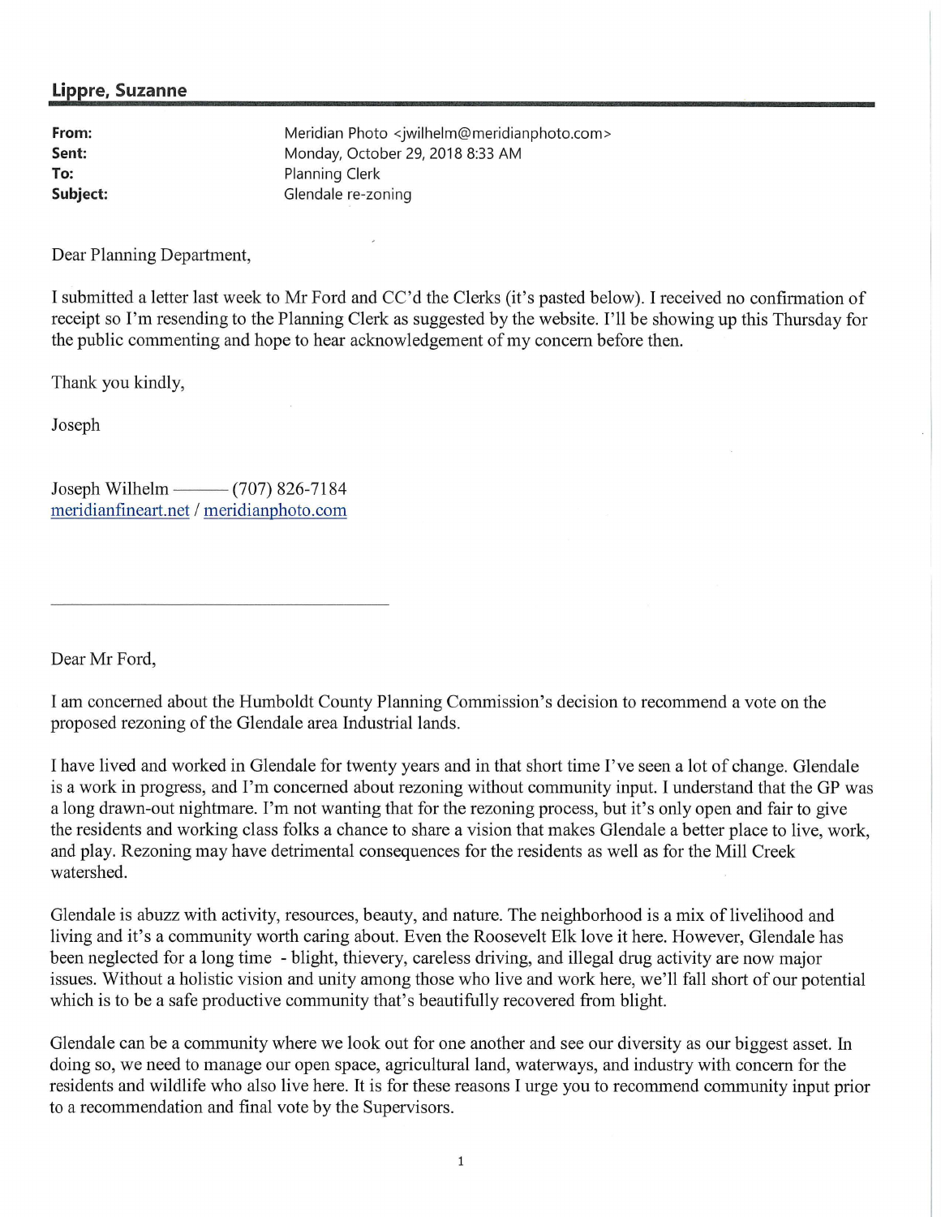**Lippre, Suzanne**

| | |
|---|---|
| **From:** | Meridian Photo <jwilhelm@meridianphoto.com> |
| **Sent:** | Monday, October 29, 2018 8:33 AM |
| **To:** | Planning Clerk |
| **Subject:** | Glendale re-zoning |

Dear Planning Department,

I submitted a letter last week to Mr Ford and CC'd the Clerks (it's pasted below). I received no confirmation of receipt so I'm resending to the Planning Clerk as suggested by the website. I'll be showing up this Thursday for the public commenting and hope to hear acknowledgement of my concern before then.

Thank you kindly,

Joseph

Joseph Wilhelm ——— (707) 826-7184
meridianfineart.net / meridianphoto.com

---

Dear Mr Ford,

I am concerned about the Humboldt County Planning Commission's decision to recommend a vote on the proposed rezoning of the Glendale area Industrial lands.

I have lived and worked in Glendale for twenty years and in that short time I've seen a lot of change. Glendale is a work in progress, and I'm concerned about rezoning without community input. I understand that the GP was a long drawn-out nightmare. I'm not wanting that for the rezoning process, but it's only open and fair to give the residents and working class folks a chance to share a vision that makes Glendale a better place to live, work, and play. Rezoning may have detrimental consequences for the residents as well as for the Mill Creek watershed.

Glendale is abuzz with activity, resources, beauty, and nature. The neighborhood is a mix of livelihood and living and it's a community worth caring about. Even the Roosevelt Elk love it here. However, Glendale has been neglected for a long time - blight, thievery, careless driving, and illegal drug activity are now major issues. Without a holistic vision and unity among those who live and work here, we'll fall short of our potential which is to be a safe productive community that's beautifully recovered from blight.

Glendale can be a community where we look out for one another and see our diversity as our biggest asset. In doing so, we need to manage our open space, agricultural land, waterways, and industry with concern for the residents and wildlife who also live here. It is for these reasons I urge you to recommend community input prior to a recommendation and final vote by the Supervisors.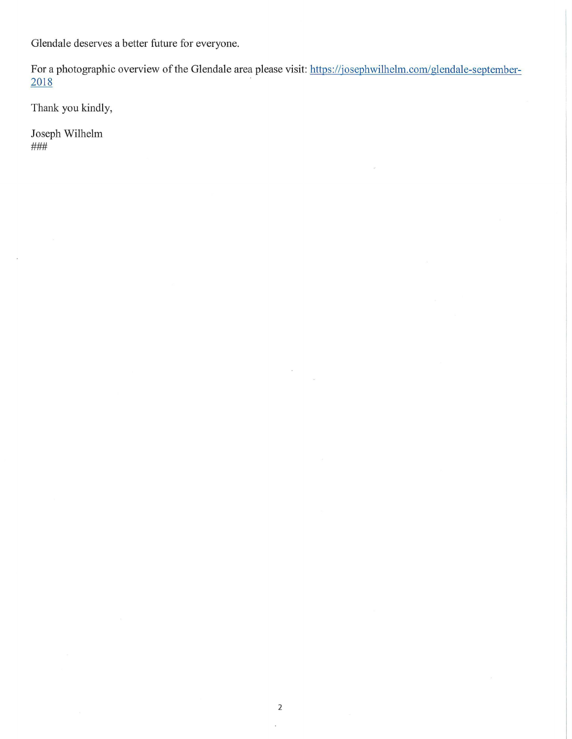Glendale deserves a better future for everyone.

For a photographic overview of the Glendale area please visit: https://josephwilhelm.com/glendale-september-2018

Thank you kindly,

Joseph Wilhelm
###